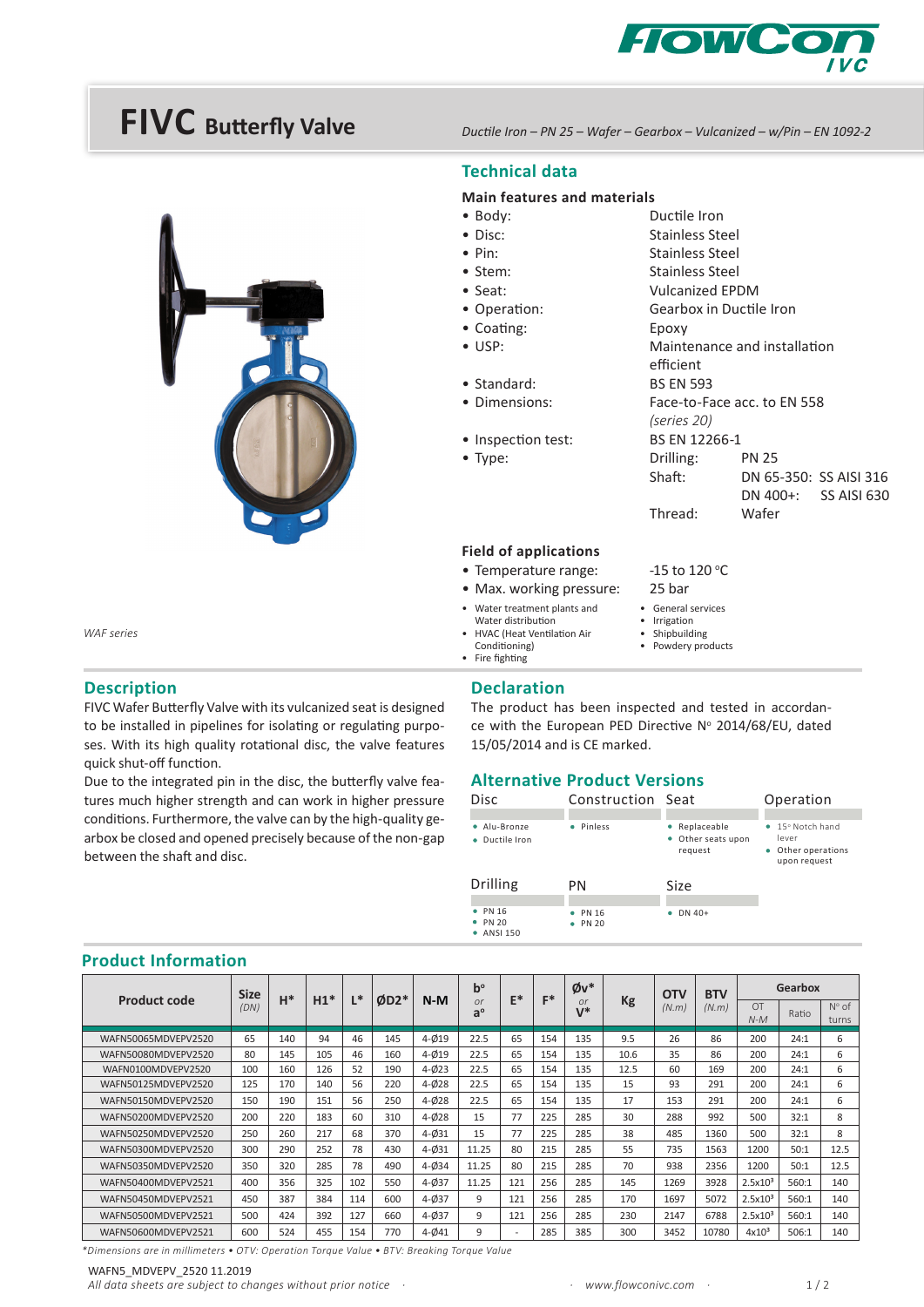# FIVC Butterfly Valve

*Ductile Iron – PN 25 – Wafer – Gearbox – Vulcanized – w/Pin – EN 1092-2*

*WAF series*

## Technical data

### Main features and materials

- Body: Ductile Iron
- Disc: Stainless Steel
- Pin: Stainless Steel
- Stem: Stainless Steel
- Seat: Vulcanized EPDM
- Operation: Gearbox in Ductile Iron
- Coating: Epoxy
- USP: Maintenance and installation efficient
- Standard: BS EN 593
- Dimensions: Face-to-Face acc. to EN 558 *(series 20)*
- Inspection test: BS EN 12266-1
- Type:
  - Drilling: PN 25
  - Shaft: DN 65-350: SS AISI 316; DN 400+: SS AISI 630
  - Thread: Wafer

### Field of applications

- Temperature range: -15 to 120 °C
- Max. working pressure: 25 bar

- Water treatment plants and Water distribution
- HVAC (Heat Ventilation Air Conditioning)
- Fire fighting
- General services
- Irrigation
- Shipbuilding
- Powdery products

## Description

FIVC Wafer Butterfly Valve with its vulcanized seat is designed to be installed in pipelines for isolating or regulating purposes. With its high quality rotational disc, the valve features quick shut-off function.

Due to the integrated pin in the disc, the butterfly valve features much higher strength and can work in higher pressure conditions. Furthermore, the valve can by the high-quality gearbox be closed and opened precisely because of the non-gap between the shaft and disc.

## Declaration

The product has been inspected and tested in accordance with the European PED Directive N° 2014/68/EU, dated 15/05/2014 and is CE marked.

## Alternative Product Versions

| Disc | Construction | Seat | Operation |
|---|---|---|---|
| • Alu-Bronze<br>• Ductile Iron | • Pinless | • Replaceable<br>• Other seats upon request | • 15° Notch hand lever<br>• Other operations upon request |

| Drilling | PN | Size |
|---|---|---|
| • PN 16<br>• PN 20<br>• ANSI 150 | • PN 16<br>• PN 20 | • DN 40+ |

## Product Information

| Product code | Size (DN) | H* | H1* | L* | ØD2* | N-M | b° or a° | E* | F* | Øv* or V* | Kg | OTV (N.m) | BTV (N.m) | Gearbox OT N-M | Gearbox Ratio | Gearbox N° of turns |
|---|---|---|---|---|---|---|---|---|---|---|---|---|---|---|---|---|
| WAFN50065MDVEPV2520 | 65 | 140 | 94 | 46 | 145 | 4-Ø19 | 22.5 | 65 | 154 | 135 | 9.5 | 26 | 86 | 200 | 24:1 | 6 |
| WAFN50080MDVEPV2520 | 80 | 145 | 105 | 46 | 160 | 4-Ø19 | 22.5 | 65 | 154 | 135 | 10.6 | 35 | 86 | 200 | 24:1 | 6 |
| WAFN0100MDVEPV2520 | 100 | 160 | 126 | 52 | 190 | 4-Ø23 | 22.5 | 65 | 154 | 135 | 12.5 | 60 | 169 | 200 | 24:1 | 6 |
| WAFN50125MDVEPV2520 | 125 | 170 | 140 | 56 | 220 | 4-Ø28 | 22.5 | 65 | 154 | 135 | 15 | 93 | 291 | 200 | 24:1 | 6 |
| WAFN50150MDVEPV2520 | 150 | 190 | 151 | 56 | 250 | 4-Ø28 | 22.5 | 65 | 154 | 135 | 17 | 153 | 291 | 200 | 24:1 | 6 |
| WAFN50200MDVEPV2520 | 200 | 220 | 183 | 60 | 310 | 4-Ø28 | 15 | 77 | 225 | 285 | 30 | 288 | 992 | 500 | 32:1 | 8 |
| WAFN50250MDVEPV2520 | 250 | 260 | 217 | 68 | 370 | 4-Ø31 | 15 | 77 | 225 | 285 | 38 | 485 | 1360 | 500 | 32:1 | 8 |
| WAFN50300MDVEPV2520 | 300 | 290 | 252 | 78 | 430 | 4-Ø31 | 11.25 | 80 | 215 | 285 | 55 | 735 | 1563 | 1200 | 50:1 | 12.5 |
| WAFN50350MDVEPV2520 | 350 | 320 | 285 | 78 | 490 | 4-Ø34 | 11.25 | 80 | 215 | 285 | 70 | 938 | 2356 | 1200 | 50:1 | 12.5 |
| WAFN50400MDVEPV2521 | 400 | 356 | 325 | 102 | 550 | 4-Ø37 | 11.25 | 121 | 256 | 285 | 145 | 1269 | 3928 | 2.5x10³ | 560:1 | 140 |
| WAFN50450MDVEPV2521 | 450 | 387 | 384 | 114 | 600 | 4-Ø37 | 9 | 121 | 256 | 285 | 170 | 1697 | 5072 | 2.5x10³ | 560:1 | 140 |
| WAFN50500MDVEPV2521 | 500 | 424 | 392 | 127 | 660 | 4-Ø37 | 9 | 121 | 256 | 285 | 230 | 2147 | 6788 | 2.5x10³ | 560:1 | 140 |
| WAFN50600MDVEPV2521 | 600 | 524 | 455 | 154 | 770 | 4-Ø41 | 9 | - | 285 | 385 | 300 | 3452 | 10780 | 4x10³ | 506:1 | 140 |

*\*Dimensions are in millimeters • OTV: Operation Torque Value • BTV: Breaking Torque Value*

WAFN5_MDVEPV_2520 11.2019

*All data sheets are subject to changes without prior notice* · *www.flowconivc.com*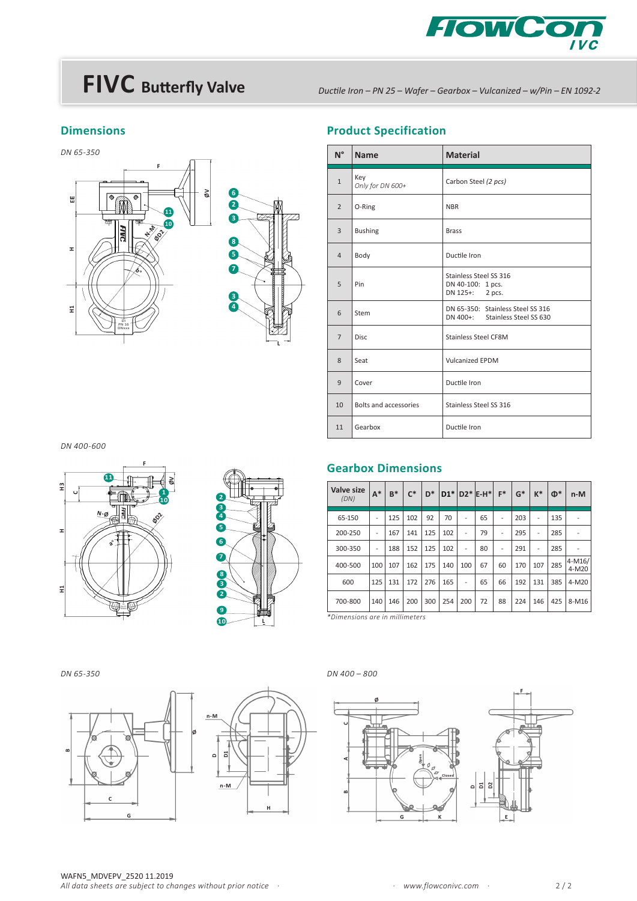# FIVC Butterfly Valve

*Ductile Iron – PN 25 – Wafer – Gearbox – Vulcanized – w/Pin – EN 1092-2*

## Dimensions

*DN 65-350*

*DN 400-600*

## Product Specification

| N° | Name | Material |
|---|---|---|
| 1 | Key *Only for DN 600+* | Carbon Steel *(2 pcs)* |
| 2 | O-Ring | NBR |
| 3 | Bushing | Brass |
| 4 | Body | Ductile Iron |
| 5 | Pin | Stainless Steel SS 316 DN 40-100: 1 pcs. DN 125+: 2 pcs. |
| 6 | Stem | DN 65-350: Stainless Steel SS 316 DN 400+: Stainless Steel SS 630 |
| 7 | Disc | Stainless Steel CF8M |
| 8 | Seat | Vulcanized EPDM |
| 9 | Cover | Ductile Iron |
| 10 | Bolts and accessories | Stainless Steel SS 316 |
| 11 | Gearbox | Ductile Iron |

## Gearbox Dimensions

| Valve size *(DN)* | A* | B* | C* | D* | D1* | D2* | E-H* | F* | G* | K* | Φ* | n-M |
|---|---|---|---|---|---|---|---|---|---|---|---|---|
| 65-150 | - | 125 | 102 | 92 | 70 | - | 65 | - | 203 | - | 135 | - |
| 200-250 | - | 167 | 141 | 125 | 102 | - | 79 | - | 295 | - | 285 | - |
| 300-350 | - | 188 | 152 | 125 | 102 | - | 80 | - | 291 | - | 285 | - |
| 400-500 | 100 | 107 | 162 | 175 | 140 | 100 | 67 | 60 | 170 | 107 | 285 | 4-M16/ 4-M20 |
| 600 | 125 | 131 | 172 | 276 | 165 | - | 65 | 66 | 192 | 131 | 385 | 4-M20 |
| 700-800 | 140 | 146 | 200 | 300 | 254 | 200 | 72 | 88 | 224 | 146 | 425 | 8-M16 |

*\*Dimensions are in millimeters*

*DN 65-350*

*DN 400 – 800*

WAFN5_MDVEPV_2520 11.2019

*All data sheets are subject to changes without prior notice* · www.flowconivc.com